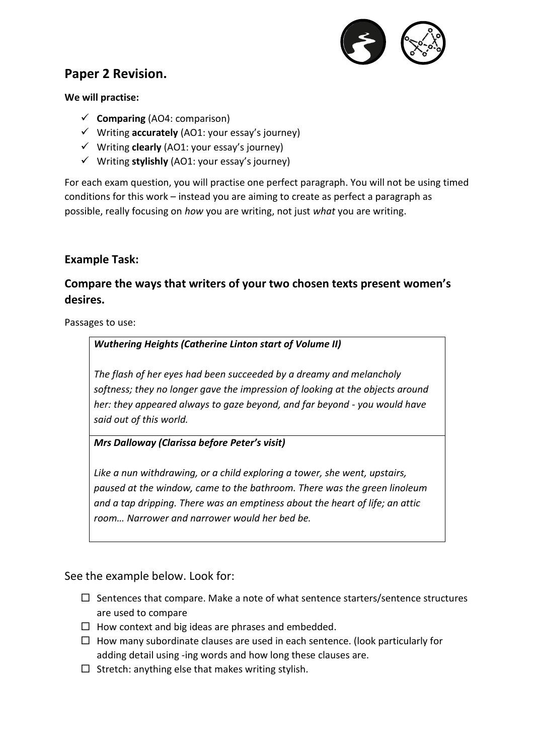## Paper 2 Revision.

**We will practise:**

- ✓ **Comparing** (AO4: comparison)
- ✓ Writing **accurately** (AO1: your essay's journey)
- ✓ Writing **clearly** (AO1: your essay's journey)
- ✓ Writing **stylishly** (AO1: your essay's journey)

For each exam question, you will practise one perfect paragraph. You will not be using timed conditions for this work – instead you are aiming to create as perfect a paragraph as possible, really focusing on *how* you are writing, not just *what* you are writing.

### Example Task:

### Compare the ways that writers of your two chosen texts present women's desires.

Passages to use:

| ***Wuthering Heights (Catherine Linton start of Volume II)***<br><br>*The flash of her eyes had been succeeded by a dreamy and melancholy softness; they no longer gave the impression of looking at the objects around her: they appeared always to gaze beyond, and far beyond - you would have said out of this world.* |
|---|
| ***Mrs Dalloway (Clarissa before Peter's visit)***<br><br>*Like a nun withdrawing, or a child exploring a tower, she went, upstairs, paused at the window, came to the bathroom. There was the green linoleum and a tap dripping. There was an emptiness about the heart of life; an attic room… Narrower and narrower would her bed be.* |

See the example below. Look for:

- ☐ Sentences that compare. Make a note of what sentence starters/sentence structures are used to compare
- ☐ How context and big ideas are phrases and embedded.
- ☐ How many subordinate clauses are used in each sentence. (look particularly for adding detail using -ing words and how long these clauses are.
- ☐ Stretch: anything else that makes writing stylish.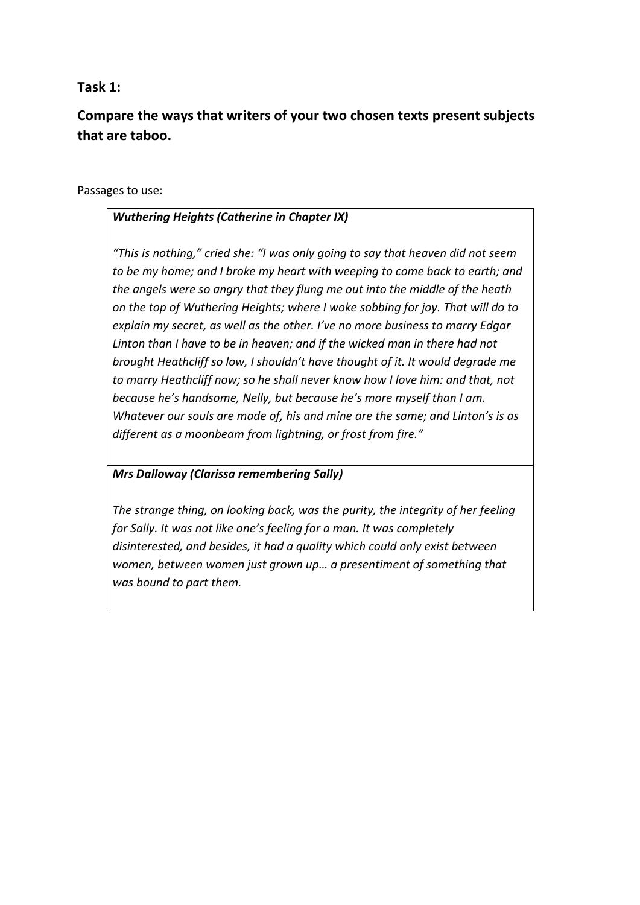**Task 1:**

**Compare the ways that writers of your two chosen texts present subjects that are taboo.**

Passages to use:

***Wuthering Heights (Catherine in Chapter IX)***

*"This is nothing," cried she: "I was only going to say that heaven did not seem to be my home; and I broke my heart with weeping to come back to earth; and the angels were so angry that they flung me out into the middle of the heath on the top of Wuthering Heights; where I woke sobbing for joy. That will do to explain my secret, as well as the other. I've no more business to marry Edgar Linton than I have to be in heaven; and if the wicked man in there had not brought Heathcliff so low, I shouldn't have thought of it. It would degrade me to marry Heathcliff now; so he shall never know how I love him: and that, not because he's handsome, Nelly, but because he's more myself than I am. Whatever our souls are made of, his and mine are the same; and Linton's is as different as a moonbeam from lightning, or frost from fire."*

***Mrs Dalloway (Clarissa remembering Sally)***

*The strange thing, on looking back, was the purity, the integrity of her feeling for Sally. It was not like one's feeling for a man. It was completely disinterested, and besides, it had a quality which could only exist between women, between women just grown up… a presentiment of something that was bound to part them.*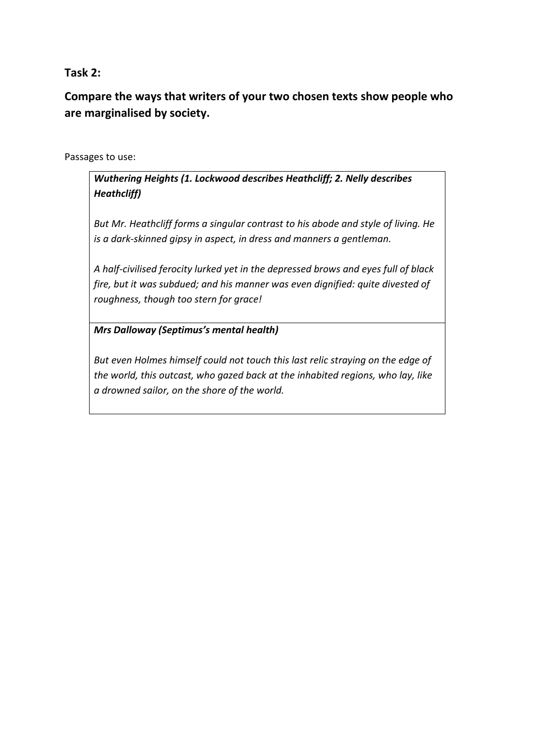**Task 2:**

**Compare the ways that writers of your two chosen texts show people who are marginalised by society.**

Passages to use:

| ***Wuthering Heights (1. Lockwood describes Heathcliff; 2. Nelly describes Heathcliff)***<br><br>*But Mr. Heathcliff forms a singular contrast to his abode and style of living. He is a dark-skinned gipsy in aspect, in dress and manners a gentleman.*<br><br>*A half-civilised ferocity lurked yet in the depressed brows and eyes full of black fire, but it was subdued; and his manner was even dignified: quite divested of roughness, though too stern for grace!* |
|---|
| ***Mrs Dalloway (Septimus's mental health)***<br><br>*But even Holmes himself could not touch this last relic straying on the edge of the world, this outcast, who gazed back at the inhabited regions, who lay, like a drowned sailor, on the shore of the world.* |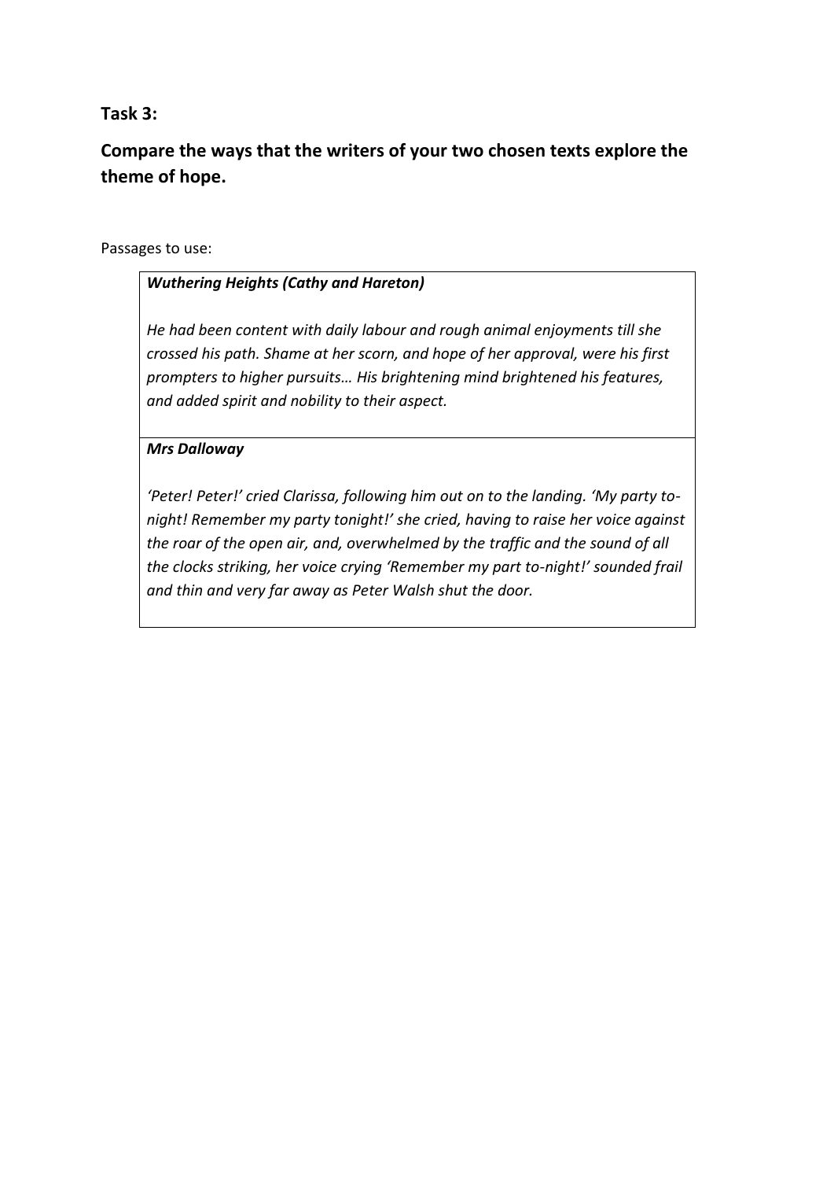**Task 3:**

**Compare the ways that the writers of your two chosen texts explore the theme of hope.**

Passages to use:

| ***Wuthering Heights (Cathy and Hareton)***<br><br>*He had been content with daily labour and rough animal enjoyments till she crossed his path. Shame at her scorn, and hope of her approval, were his first prompters to higher pursuits… His brightening mind brightened his features, and added spirit and nobility to their aspect.* |
|---|
| ***Mrs Dalloway***<br><br>*'Peter! Peter!' cried Clarissa, following him out on to the landing. 'My party to-night! Remember my party tonight!' she cried, having to raise her voice against the roar of the open air, and, overwhelmed by the traffic and the sound of all the clocks striking, her voice crying 'Remember my part to-night!' sounded frail and thin and very far away as Peter Walsh shut the door.* |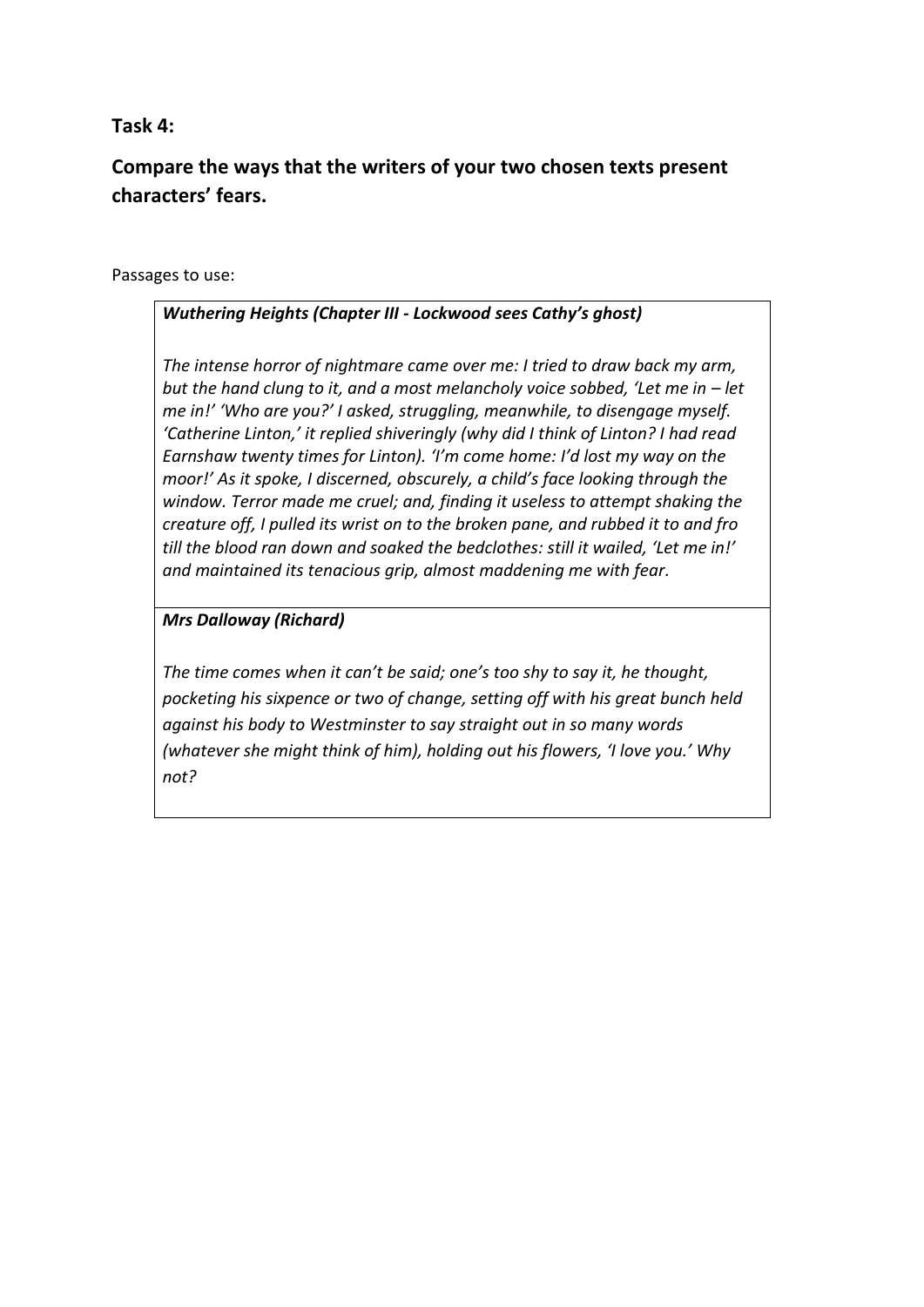**Task 4:**

**Compare the ways that the writers of your two chosen texts present characters' fears.**

Passages to use:

| |
|---|
| ***Wuthering Heights (Chapter III - Lockwood sees Cathy's ghost)*** <br><br> *The intense horror of nightmare came over me: I tried to draw back my arm, but the hand clung to it, and a most melancholy voice sobbed, 'Let me in – let me in!' 'Who are you?' I asked, struggling, meanwhile, to disengage myself. 'Catherine Linton,' it replied shiveringly (why did I think of Linton? I had read Earnshaw twenty times for Linton). 'I'm come home: I'd lost my way on the moor!' As it spoke, I discerned, obscurely, a child's face looking through the window. Terror made me cruel; and, finding it useless to attempt shaking the creature off, I pulled its wrist on to the broken pane, and rubbed it to and fro till the blood ran down and soaked the bedclothes: still it wailed, 'Let me in!' and maintained its tenacious grip, almost maddening me with fear.* |
| ***Mrs Dalloway (Richard)*** <br><br> *The time comes when it can't be said; one's too shy to say it, he thought, pocketing his sixpence or two of change, setting off with his great bunch held against his body to Westminster to say straight out in so many words (whatever she might think of him), holding out his flowers, 'I love you.' Why not?* |